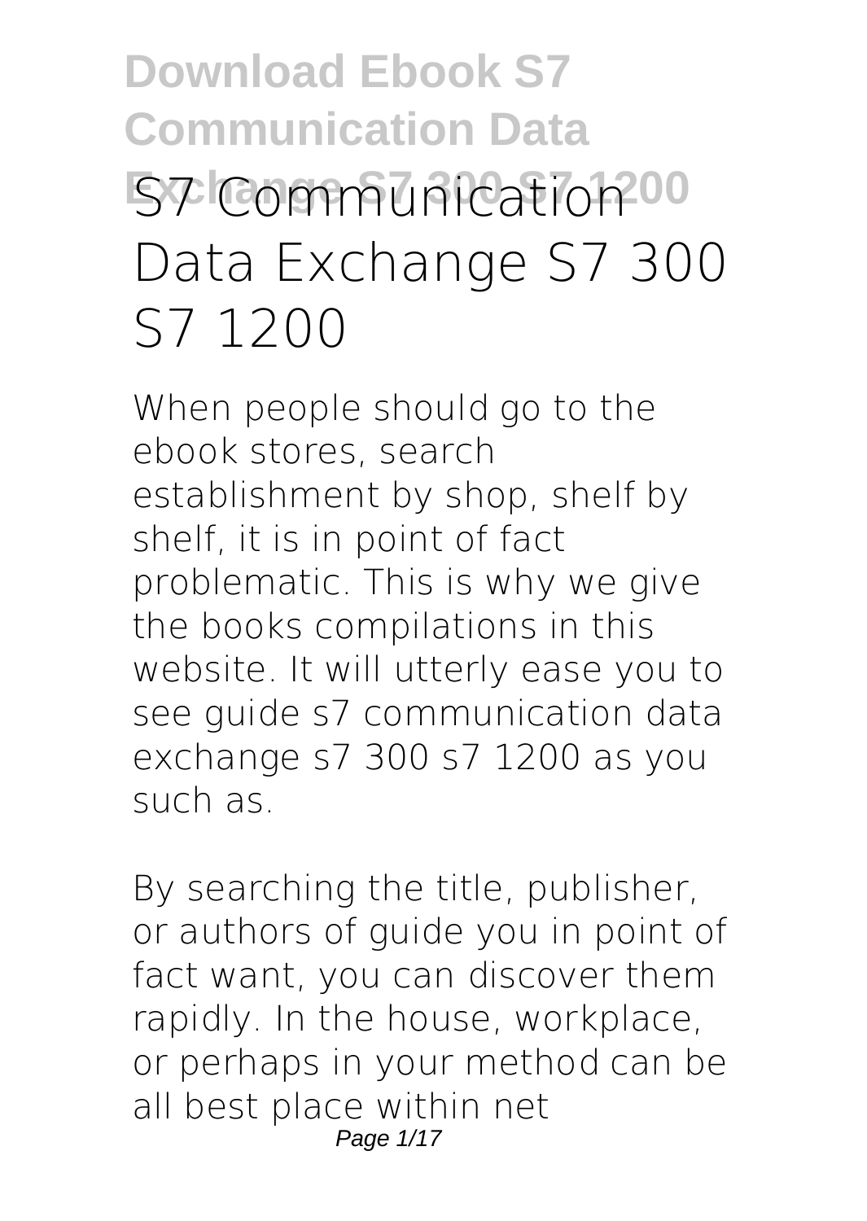# S7 Communication Data Exchange S7 300 S7 1200

When people should go to the ebook stores, search establishment by shop, shelf by shelf, it is in point of fact problematic. This is why we give the books compilations in this website. It will utterly ease you to see guide **s7 communication data exchange s7 300 s7 1200** as you such as.

By searching the title, publisher, or authors of guide you in point of fact want, you can discover them rapidly. In the house, workplace, or perhaps in your method can be all best place within net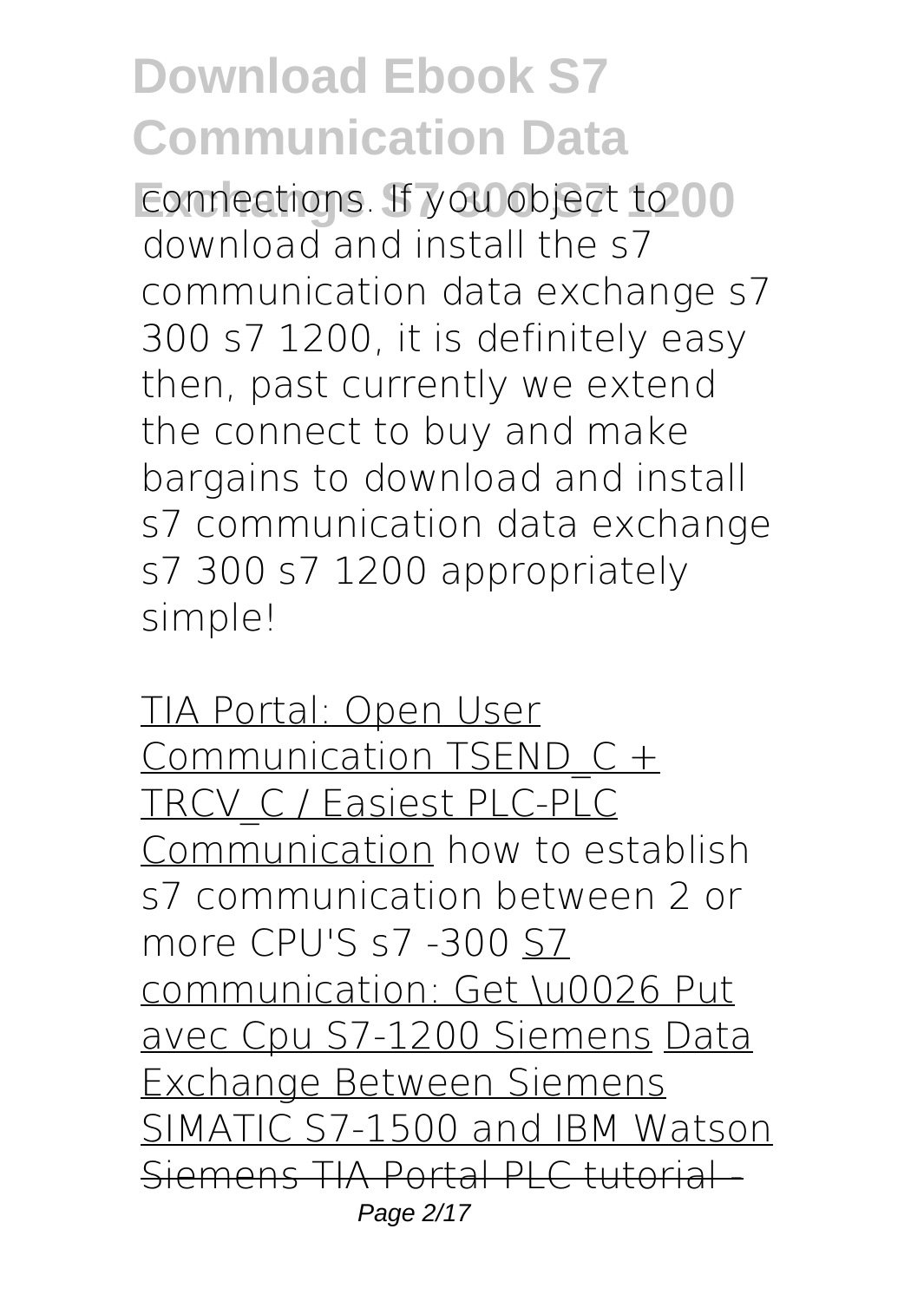connections. If you object to download and install the s7 communication data exchange s7 300 s7 1200, it is definitely easy then, past currently we extend the connect to buy and make bargains to download and install s7 communication data exchange s7 300 s7 1200 appropriately simple!

TIA Portal: Open User Communication TSEND_C + TRCV_C / Easiest PLC-PLC Communication how to establish s7 communication between 2 or more CPU'S s7 -300 S7 communication: Get \u0026 Put avec Cpu S7-1200 Siemens Data Exchange Between Siemens SIMATIC S7-1500 and IBM Watson ~~Siemens TIA Portal PLC tutorial -~~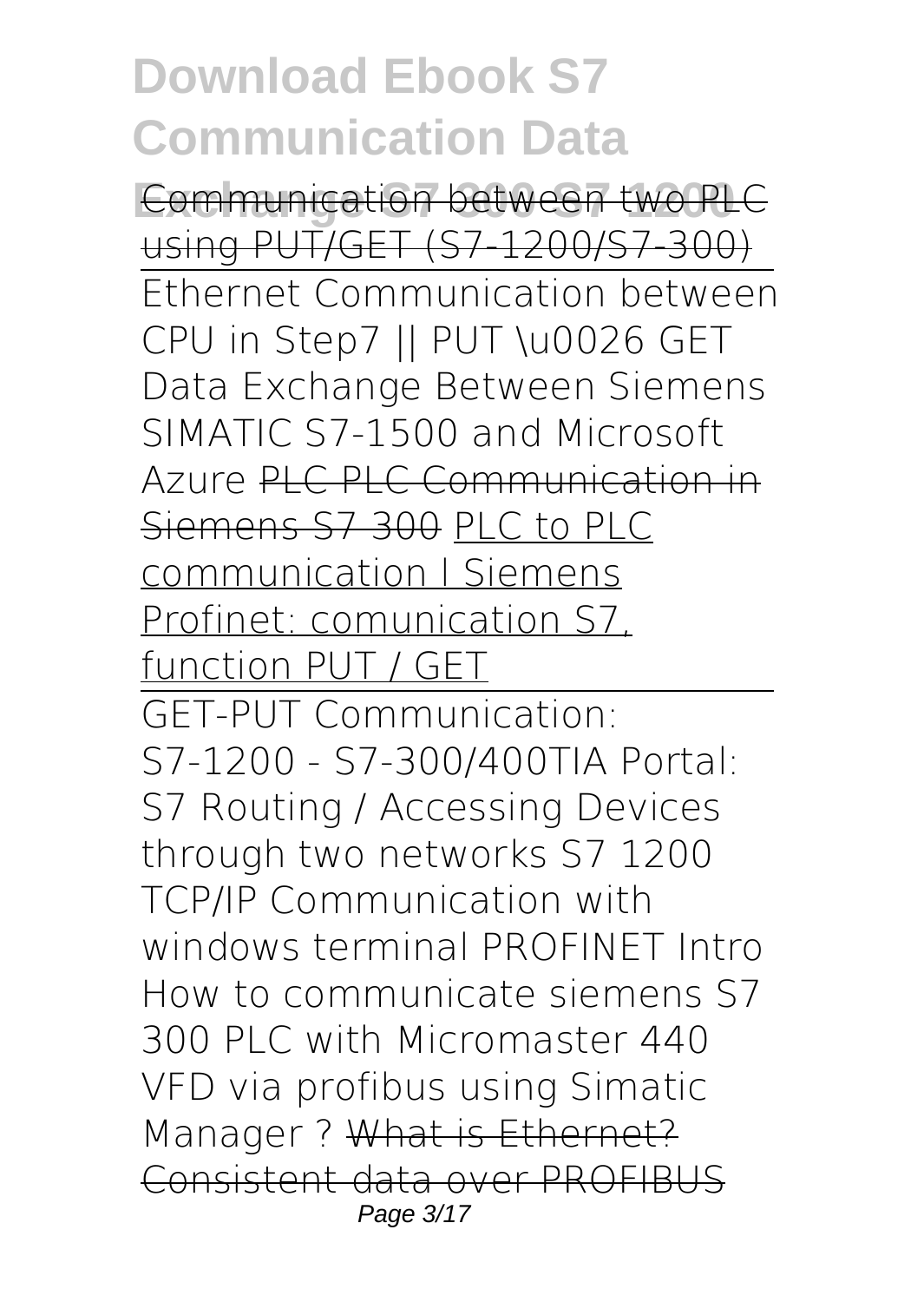Communication between two PLC using PUT/GET (S7-1200/S7-300)

Ethernet Communication between CPU in Step7 || PUT \u0026 GET Data Exchange Between Siemens SIMATIC S7-1500 and Microsoft Azure PLC PLC Communication in Siemens S7 300 PLC to PLC communication l Siemens Profinet: comunication S7, function PUT / GET

GET-PUT Communication: S7-1200 - S7-300/400TIA Portal: S7 Routing / Accessing Devices through two networks S7 1200 TCP/IP Communication with windows terminal PROFINET Intro How to communicate siemens S7 300 PLC with Micromaster 440 VFD via profibus using Simatic Manager ? What is Ethernet? Consistent data over PROFIBUS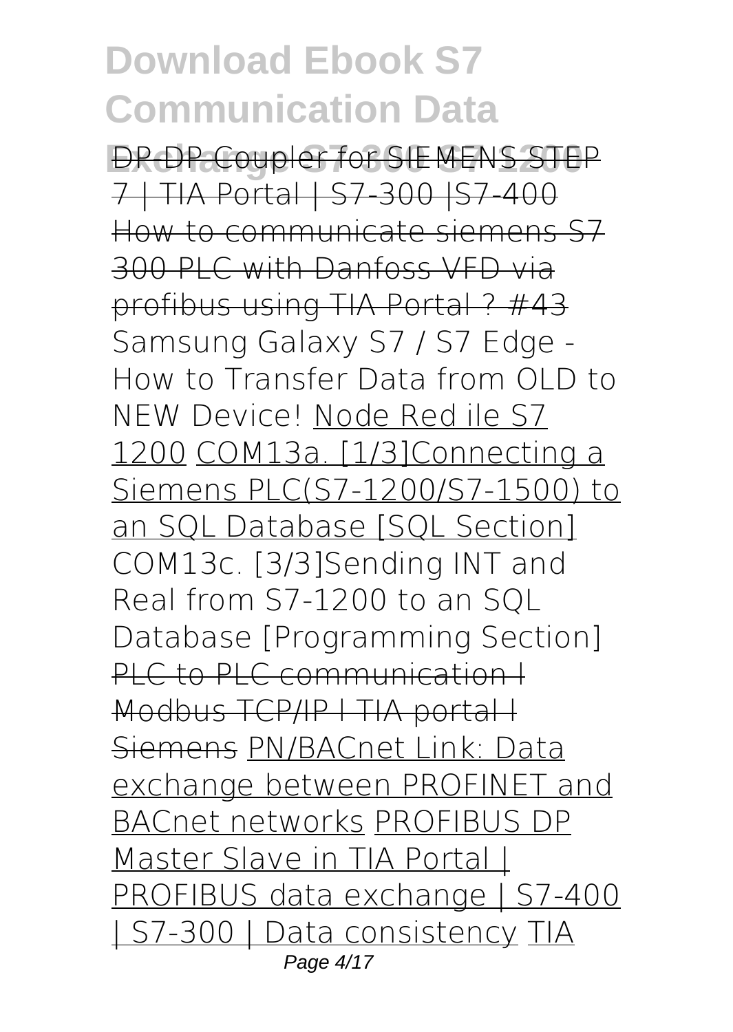DP-DP Coupler for SIEMENS STEP 7 | TIA Portal | S7-300 |S7-400 How to communicate siemens S7 300 PLC with Danfoss VFD via profibus using TIA Portal ? #43 Samsung Galaxy S7 / S7 Edge - How to Transfer Data from OLD to NEW Device! Node Red ile S7 1200 COM13a. [1/3]Connecting a Siemens PLC(S7-1200/S7-1500) to an SQL Database [SQL Section] COM13c. [3/3]Sending INT and Real from S7-1200 to an SQL Database [Programming Section] PLC to PLC communication l Modbus TCP/IP l TIA portal l Siemens PN/BACnet Link: Data exchange between PROFINET and BACnet networks PROFIBUS DP Master Slave in TIA Portal | PROFIBUS data exchange | S7-400 | S7-300 | Data consistency TIA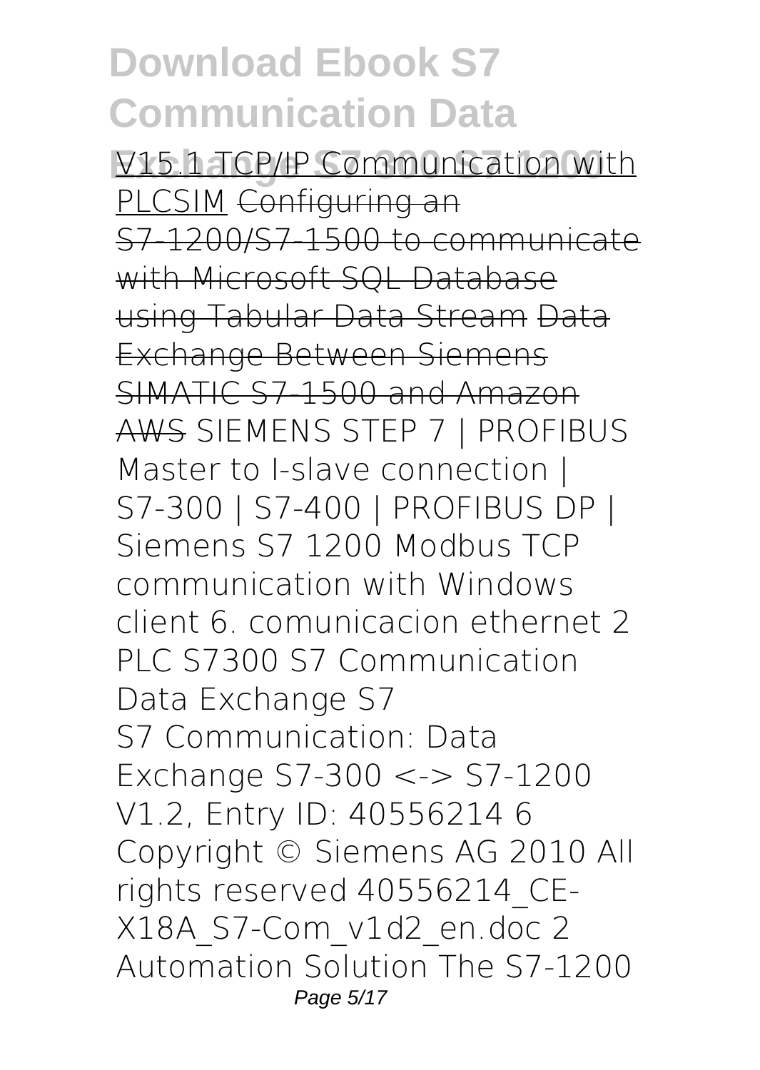V15.1 TCP/IP Communication with PLCSIM ~~Configuring an S7-1200/S7-1500 to communicate with Microsoft SQL Database using Tabular Data Stream~~ ~~Data Exchange Between Siemens SIMATIC S7-1500 and Amazon AWS~~ SIEMENS STEP 7 | PROFIBUS Master to I-slave connection | S7-300 | S7-400 | PROFIBUS DP | Siemens S7 1200 Modbus TCP communication with Windows client 6. comunicacion ethernet 2 PLC S7300 S7 Communication Data Exchange S7

S7 Communication: Data Exchange S7-300 <-> S7-1200 V1.2, Entry ID: 40556214 6 Copyright © Siemens AG 2010 All rights reserved 40556214_CE-X18A_S7-Com_v1d2_en.doc 2 Automation Solution The S7-1200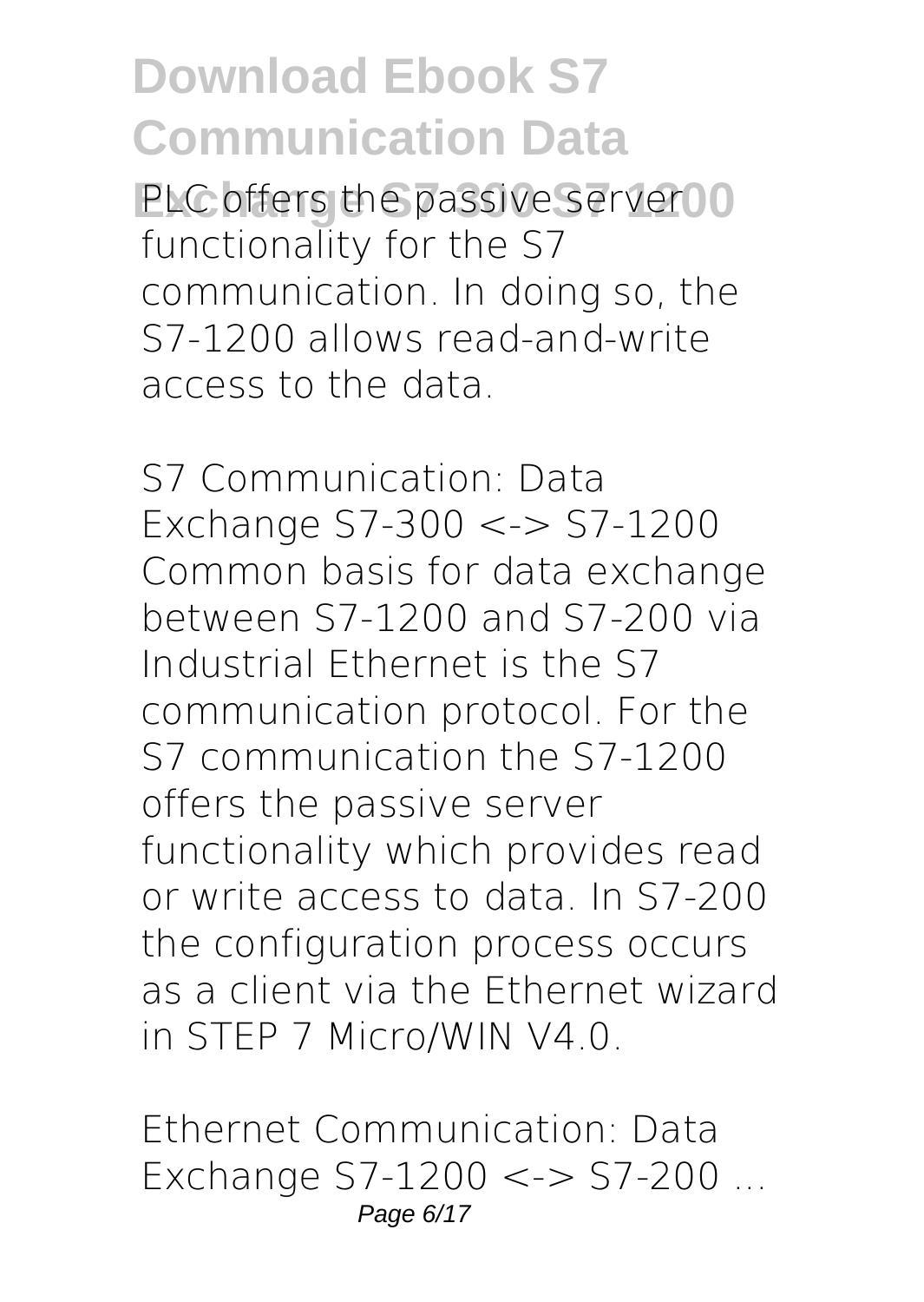PLC offers the passive server functionality for the S7 communication. In doing so, the S7-1200 allows read-and-write access to the data.

S7 Communication: Data Exchange S7-300 <-> S7-1200
Common basis for data exchange between S7-1200 and S7-200 via Industrial Ethernet is the S7 communication protocol. For the S7 communication the S7-1200 offers the passive server functionality which provides read or write access to data. In S7-200 the configuration process occurs as a client via the Ethernet wizard in STEP 7 Micro/WIN V4.0.

Ethernet Communication: Data Exchange S7-1200 <-> S7-200 ...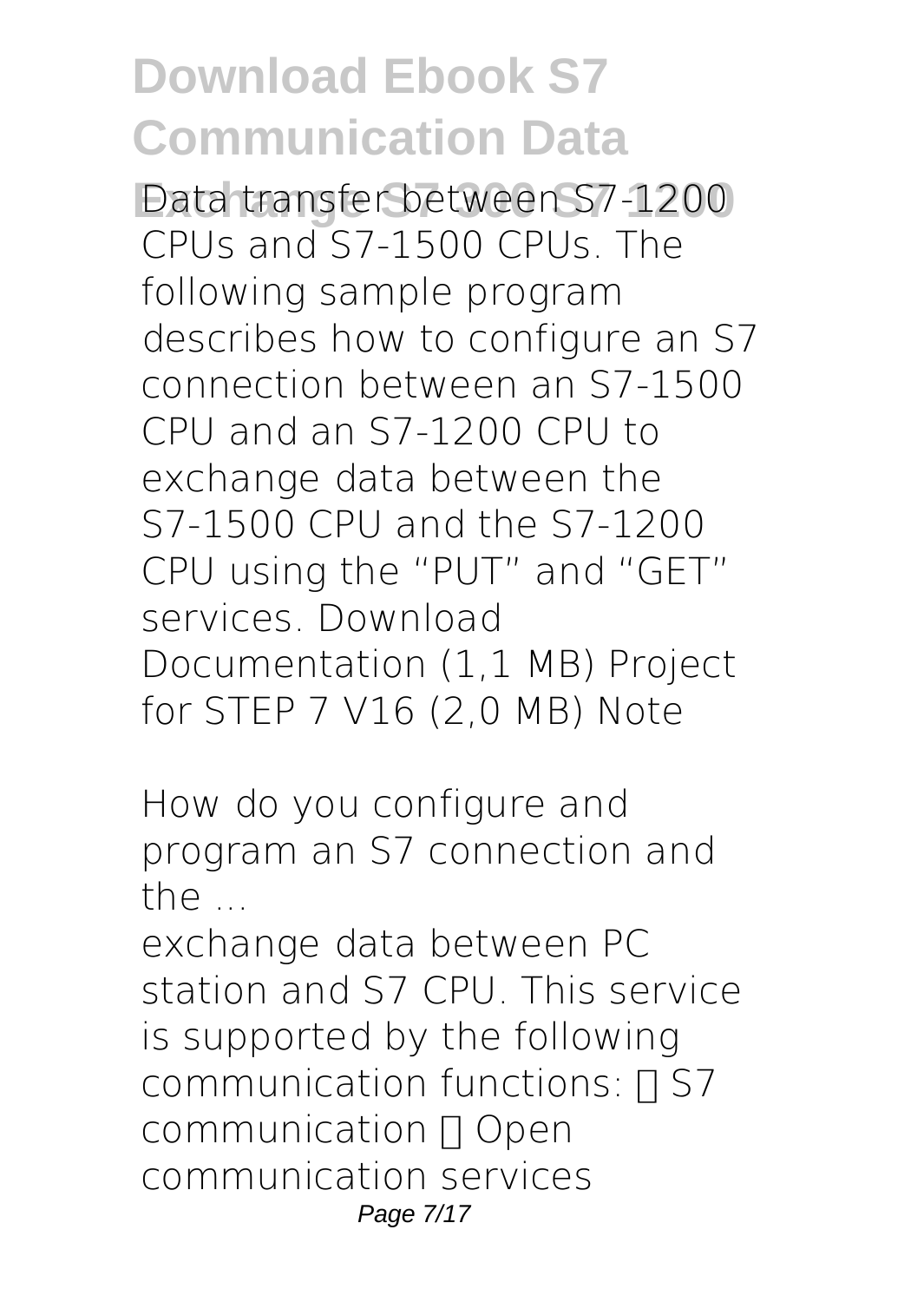Data transfer between S7-1200 CPUs and S7-1500 CPUs. The following sample program describes how to configure an S7 connection between an S7-1500 CPU and an S7-1200 CPU to exchange data between the S7-1500 CPU and the S7-1200 CPU using the “PUT” and “GET” services. Download Documentation (1,1 MB) Project for STEP 7 V16 (2,0 MB) Note

How do you configure and program an S7 connection and the ...

exchange data between PC station and S7 CPU. This service is supported by the following communication functions:  S7 communication  Open communication services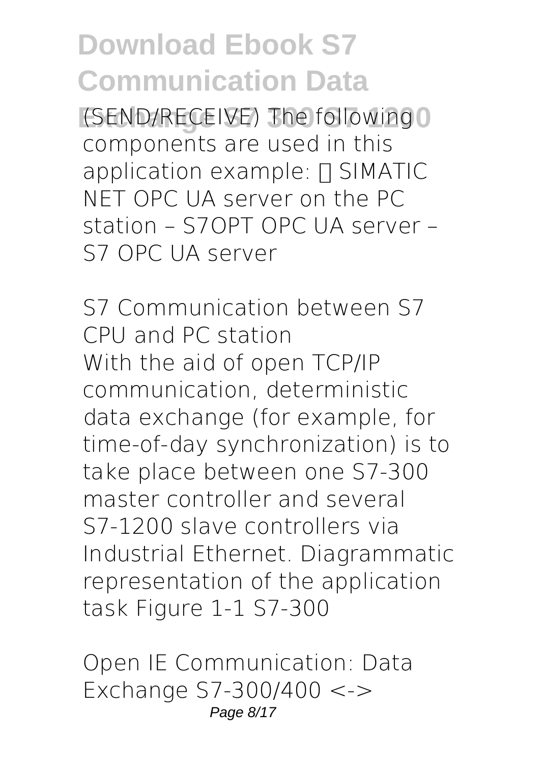(SEND/RECEIVE) The following components are used in this application example:  SIMATIC NET OPC UA server on the PC station – S7OPT OPC UA server – S7 OPC UA server

*S7 Communication between S7 CPU and PC station*

With the aid of open TCP/IP communication, deterministic data exchange (for example, for time-of-day synchronization) is to take place between one S7-300 master controller and several S7-1200 slave controllers via Industrial Ethernet. Diagrammatic representation of the application task Figure 1-1 S7-300

*Open IE Communication: Data Exchange S7-300/400 <->*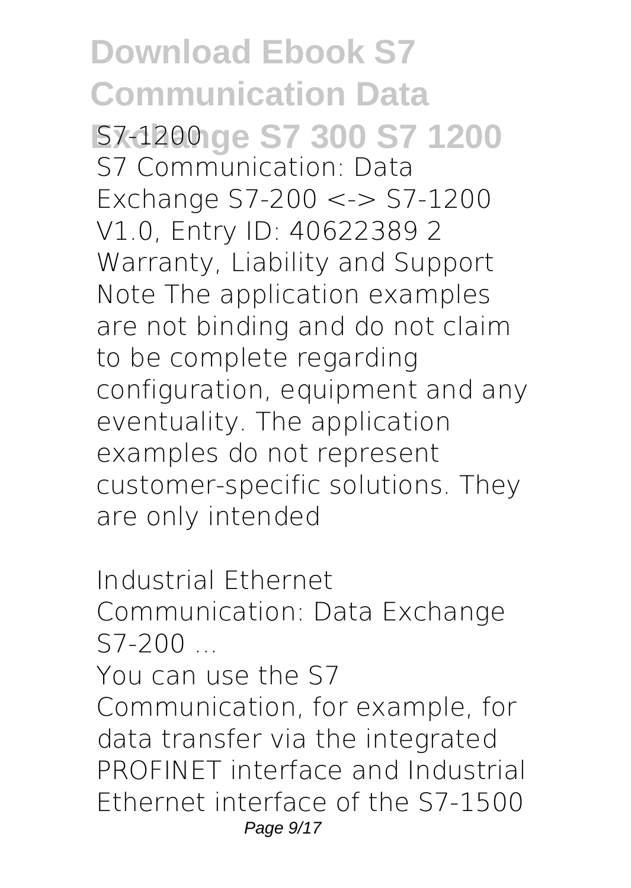S7-1200

S7 Communication: Data Exchange S7-200 <-> S7-1200 V1.0, Entry ID: 40622389 2 Warranty, Liability and Support Note The application examples are not binding and do not claim to be complete regarding configuration, equipment and any eventuality. The application examples do not represent customer-specific solutions. They are only intended

*Industrial Ethernet Communication: Data Exchange S7-200 ...*

You can use the S7 Communication, for example, for data transfer via the integrated PROFINET interface and Industrial Ethernet interface of the S7-1500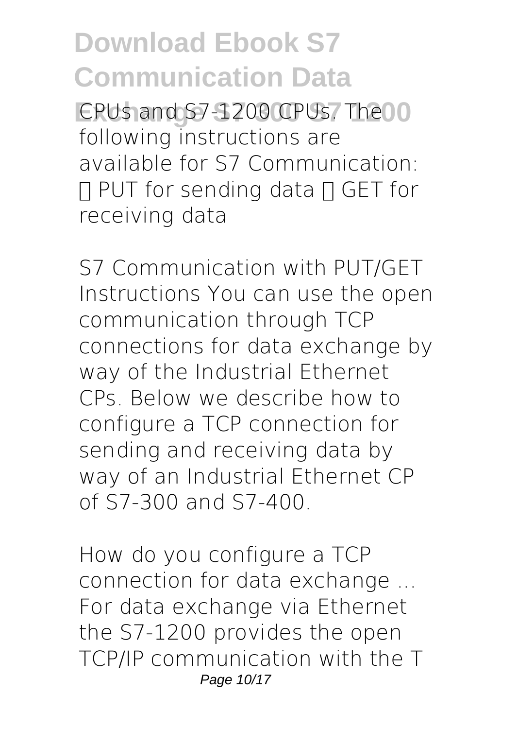CPUs and S7-1200 CPUs. The following instructions are available for S7 Communication:  PUT for sending data  GET for receiving data

S7 Communication with PUT/GET Instructions You can use the open communication through TCP connections for data exchange by way of the Industrial Ethernet CPs. Below we describe how to configure a TCP connection for sending and receiving data by way of an Industrial Ethernet CP of S7-300 and S7-400.

How do you configure a TCP connection for data exchange ... For data exchange via Ethernet the S7-1200 provides the open TCP/IP communication with the T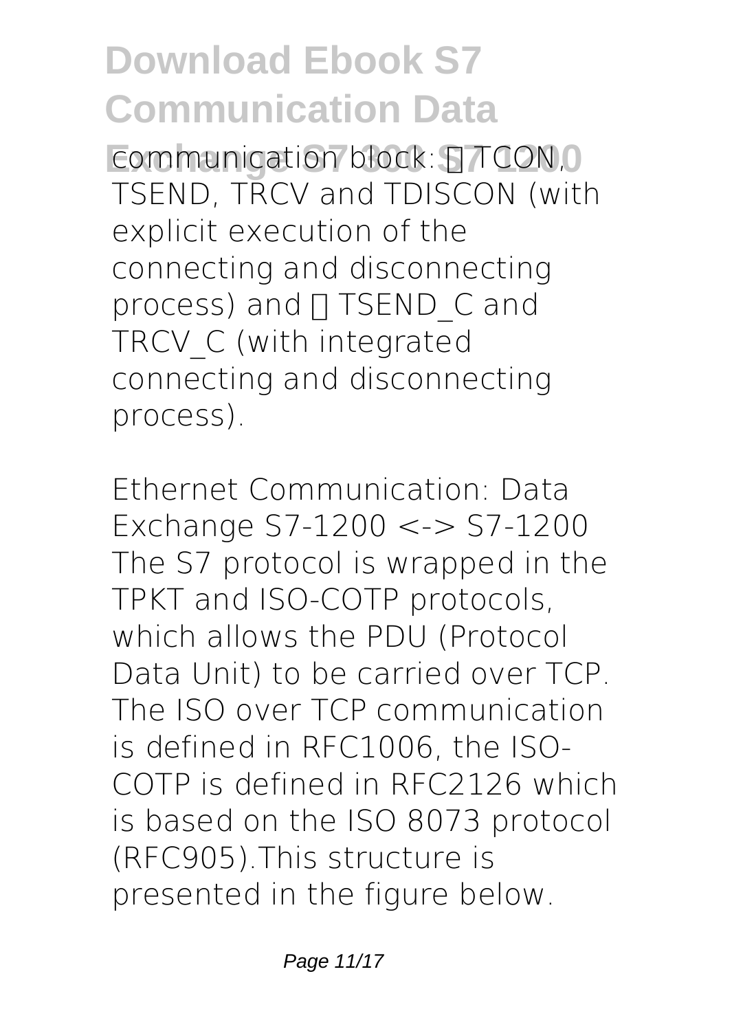communication block:  TCON, TSEND, TRCV and TDISCON (with explicit execution of the connecting and disconnecting process) and  TSEND_C and TRCV_C (with integrated connecting and disconnecting process).

Ethernet Communication: Data Exchange S7-1200 <-> S7-1200
The S7 protocol is wrapped in the TPKT and ISO-COTP protocols, which allows the PDU (Protocol Data Unit) to be carried over TCP. The ISO over TCP communication is defined in RFC1006, the ISO-COTP is defined in RFC2126 which is based on the ISO 8073 protocol (RFC905).This structure is presented in the figure below.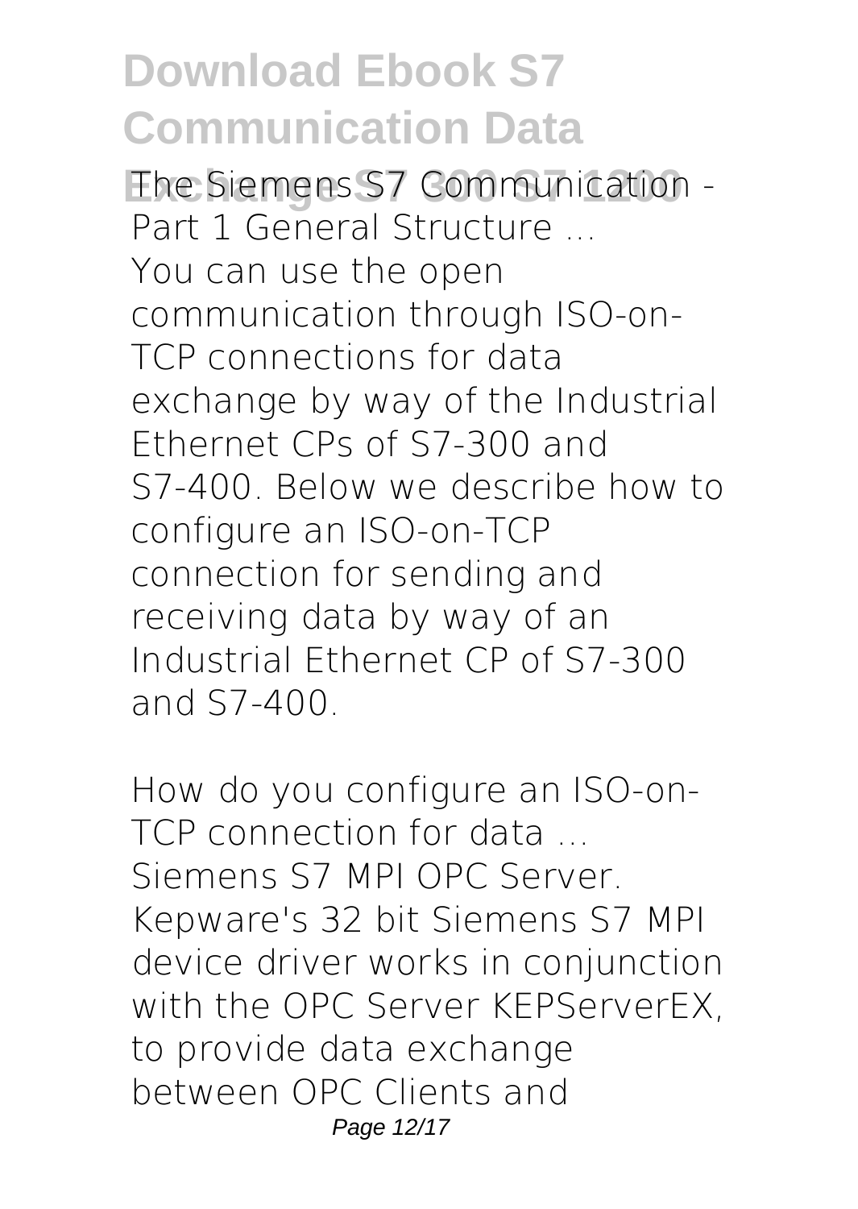The Siemens S7 Communication - Part 1 General Structure ...

You can use the open communication through ISO-on-TCP connections for data exchange by way of the Industrial Ethernet CPs of S7-300 and S7-400. Below we describe how to configure an ISO-on-TCP connection for sending and receiving data by way of an Industrial Ethernet CP of S7-300 and S7-400.

How do you configure an ISO-on-TCP connection for data ...

Siemens S7 MPI OPC Server. Kepware's 32 bit Siemens S7 MPI device driver works in conjunction with the OPC Server KEPServerEX, to provide data exchange between OPC Clients and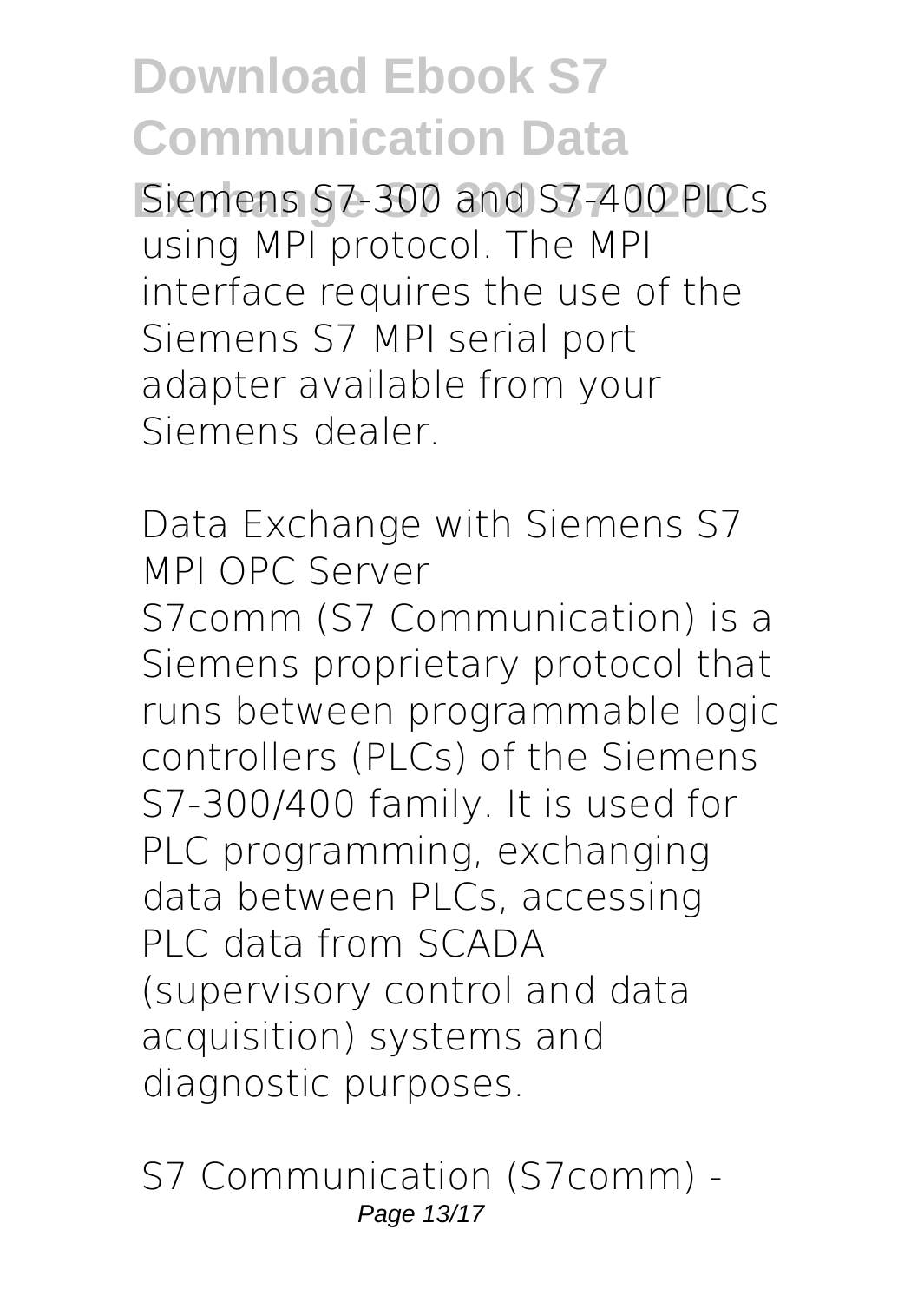Siemens S7-300 and S7-400 PLCs using MPI protocol. The MPI interface requires the use of the Siemens S7 MPI serial port adapter available from your Siemens dealer.

*Data Exchange with Siemens S7 MPI OPC Server*

S7comm (S7 Communication) is a Siemens proprietary protocol that runs between programmable logic controllers (PLCs) of the Siemens S7-300/400 family. It is used for PLC programming, exchanging data between PLCs, accessing PLC data from SCADA (supervisory control and data acquisition) systems and diagnostic purposes.

*S7 Communication (S7comm) -*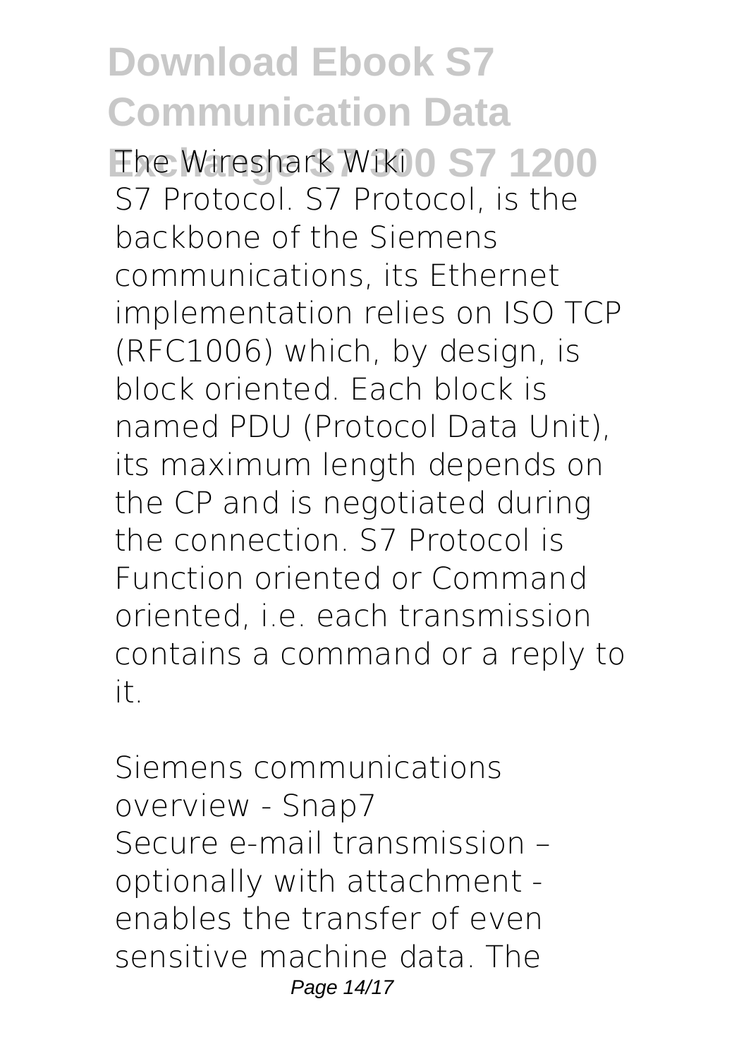The Wireshark Wiki

S7 Protocol. S7 Protocol, is the backbone of the Siemens communications, its Ethernet implementation relies on ISO TCP (RFC1006) which, by design, is block oriented. Each block is named PDU (Protocol Data Unit), its maximum length depends on the CP and is negotiated during the connection. S7 Protocol is Function oriented or Command oriented, i.e. each transmission contains a command or a reply to it.

*Siemens communications overview - Snap7*

Secure e-mail transmission – optionally with attachment - enables the transfer of even sensitive machine data. The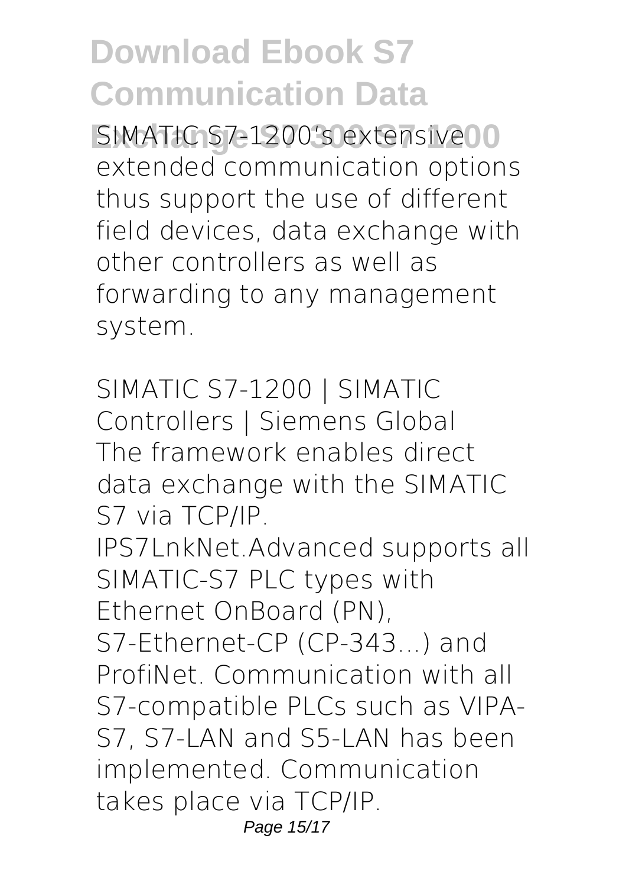SIMATIC S7-1200's extensive extended communication options thus support the use of different field devices, data exchange with other controllers as well as forwarding to any management system.

*SIMATIC S7-1200 | SIMATIC Controllers | Siemens Global*

The framework enables direct data exchange with the SIMATIC S7 via TCP/IP. IPS7LnkNet.Advanced supports all SIMATIC-S7 PLC types with Ethernet OnBoard (PN), S7-Ethernet-CP (CP-343...) and ProfiNet. Communication with all S7-compatible PLCs such as VIPA-S7, S7-LAN and S5-LAN has been implemented. Communication takes place via TCP/IP.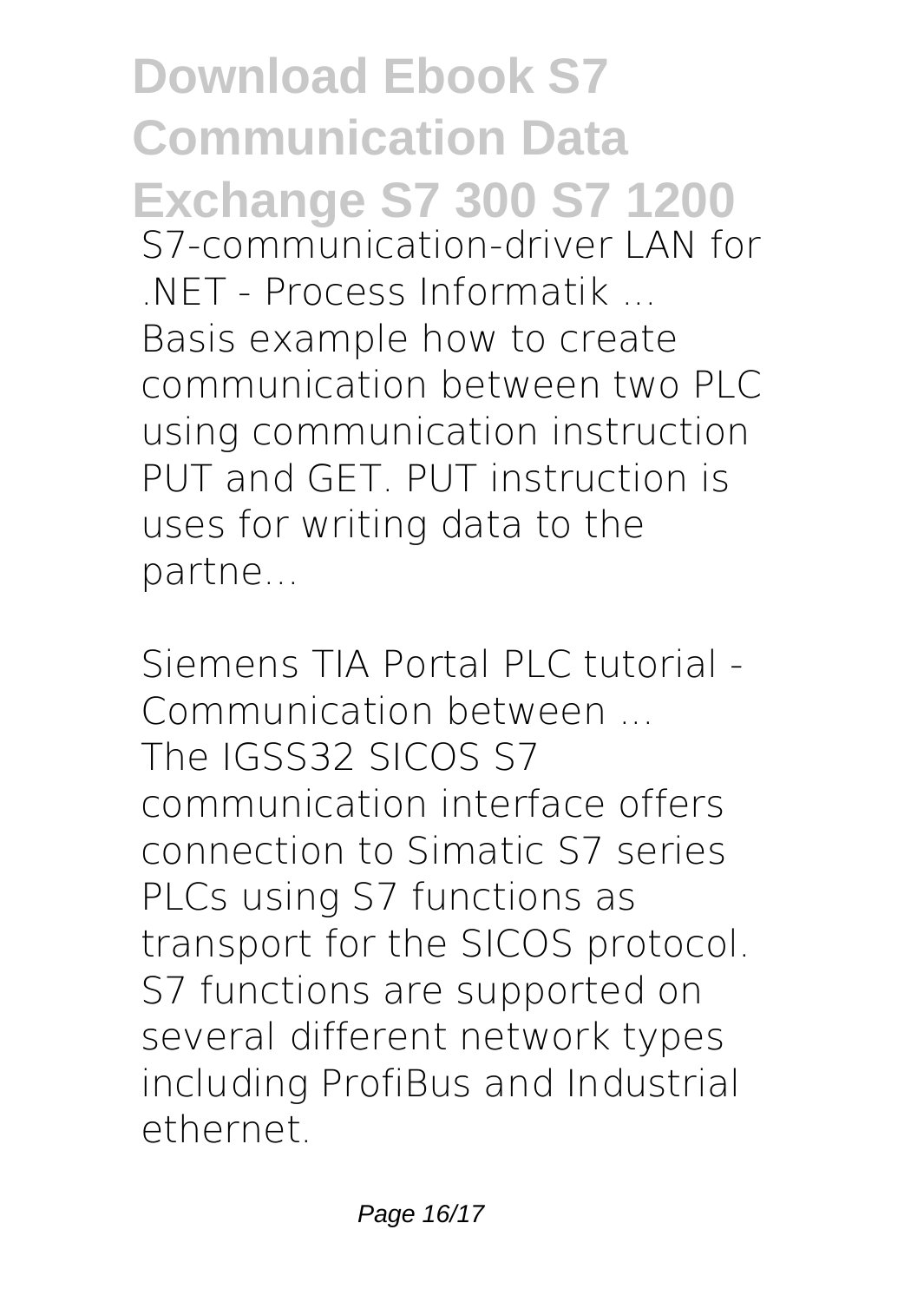**S7-communication-driver LAN for .NET - Process Informatik ...**
Basis example how to create communication between two PLC using communication instruction PUT and GET. PUT instruction is uses for writing data to the partne...

**Siemens TIA Portal PLC tutorial - Communication between ...**
The IGSS32 SICOS S7 communication interface offers connection to Simatic S7 series PLCs using S7 functions as transport for the SICOS protocol. S7 functions are supported on several different network types including ProfiBus and Industrial ethernet.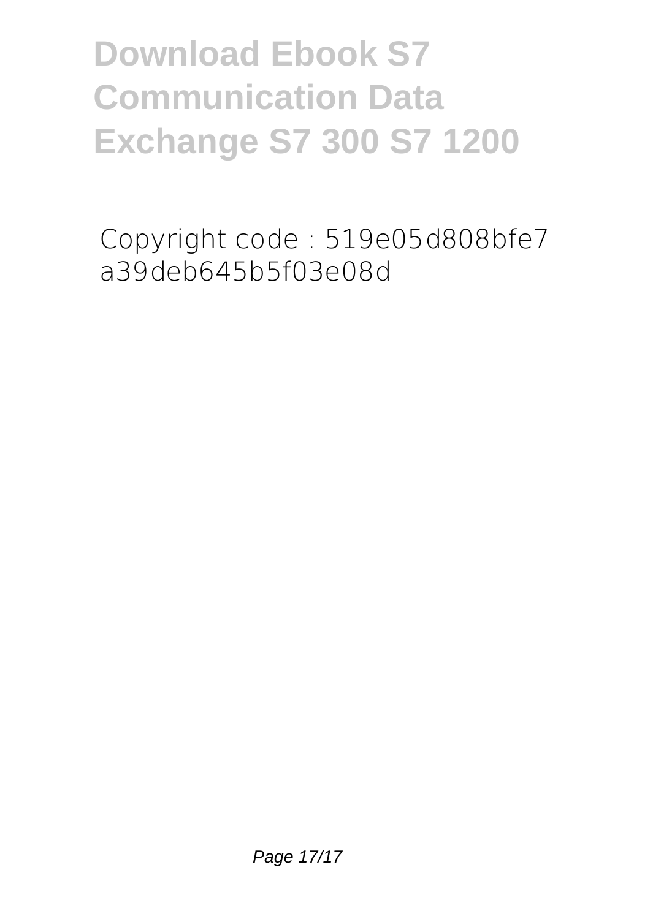Copyright code : 519e05d808bfe7a39deb645b5f03e08d